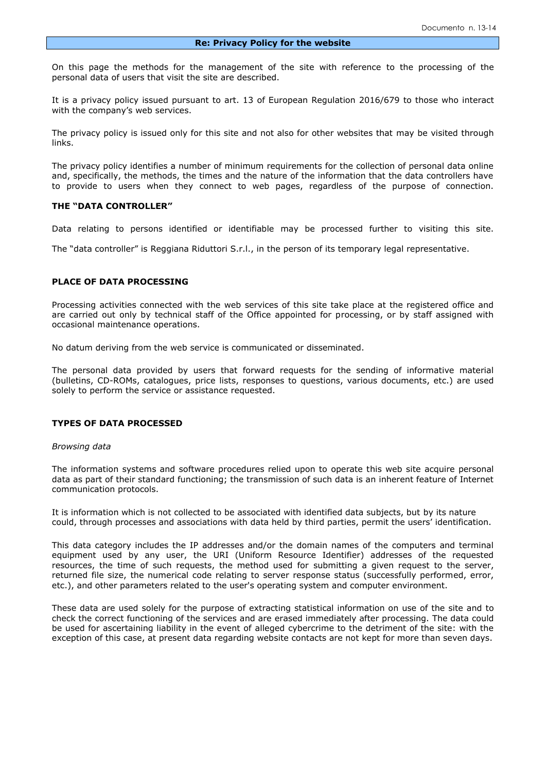## Re: Privacy Policy for the website

On this page the methods for the management of the site with reference to the processing of the personal data of users that visit the site are described.

It is a privacy policy issued pursuant to art. 13 of European Regulation 2016/679 to those who interact with the company's web services.

The privacy policy is issued only for this site and not also for other websites that may be visited through links.

The privacy policy identifies a number of minimum requirements for the collection of personal data online and, specifically, the methods, the times and the nature of the information that the data controllers have to provide to users when they connect to web pages, regardless of the purpose of connection.

### THE "DATA CONTROLLER"

Data relating to persons identified or identifiable may be processed further to visiting this site.

The "data controller" is Reggiana Riduttori S.r.l., in the person of its temporary legal representative.

### PLACE OF DATA PROCESSING

Processing activities connected with the web services of this site take place at the registered office and are carried out only by technical staff of the Office appointed for processing, or by staff assigned with occasional maintenance operations.

No datum deriving from the web service is communicated or disseminated.

The personal data provided by users that forward requests for the sending of informative material (bulletins, CD-ROMs, catalogues, price lists, responses to questions, various documents, etc.) are used solely to perform the service or assistance requested.

### TYPES OF DATA PROCESSED

*Browsing data*

The information systems and software procedures relied upon to operate this web site acquire personal data as part of their standard functioning; the transmission of such data is an inherent feature of Internet communication protocols.

It is information which is not collected to be associated with identified data subjects, but by its nature could, through processes and associations with data held by third parties, permit the users' identification.

This data category includes the IP addresses and/or the domain names of the computers and terminal equipment used by any user, the URI (Uniform Resource Identifier) addresses of the requested resources, the time of such requests, the method used for submitting a given request to the server, returned file size, the numerical code relating to server response status (successfully performed, error, etc.), and other parameters related to the user's operating system and computer environment.

These data are used solely for the purpose of extracting statistical information on use of the site and to check the correct functioning of the services and are erased immediately after processing. The data could be used for ascertaining liability in the event of alleged cybercrime to the detriment of the site: with the exception of this case, at present data regarding website contacts are not kept for more than seven days.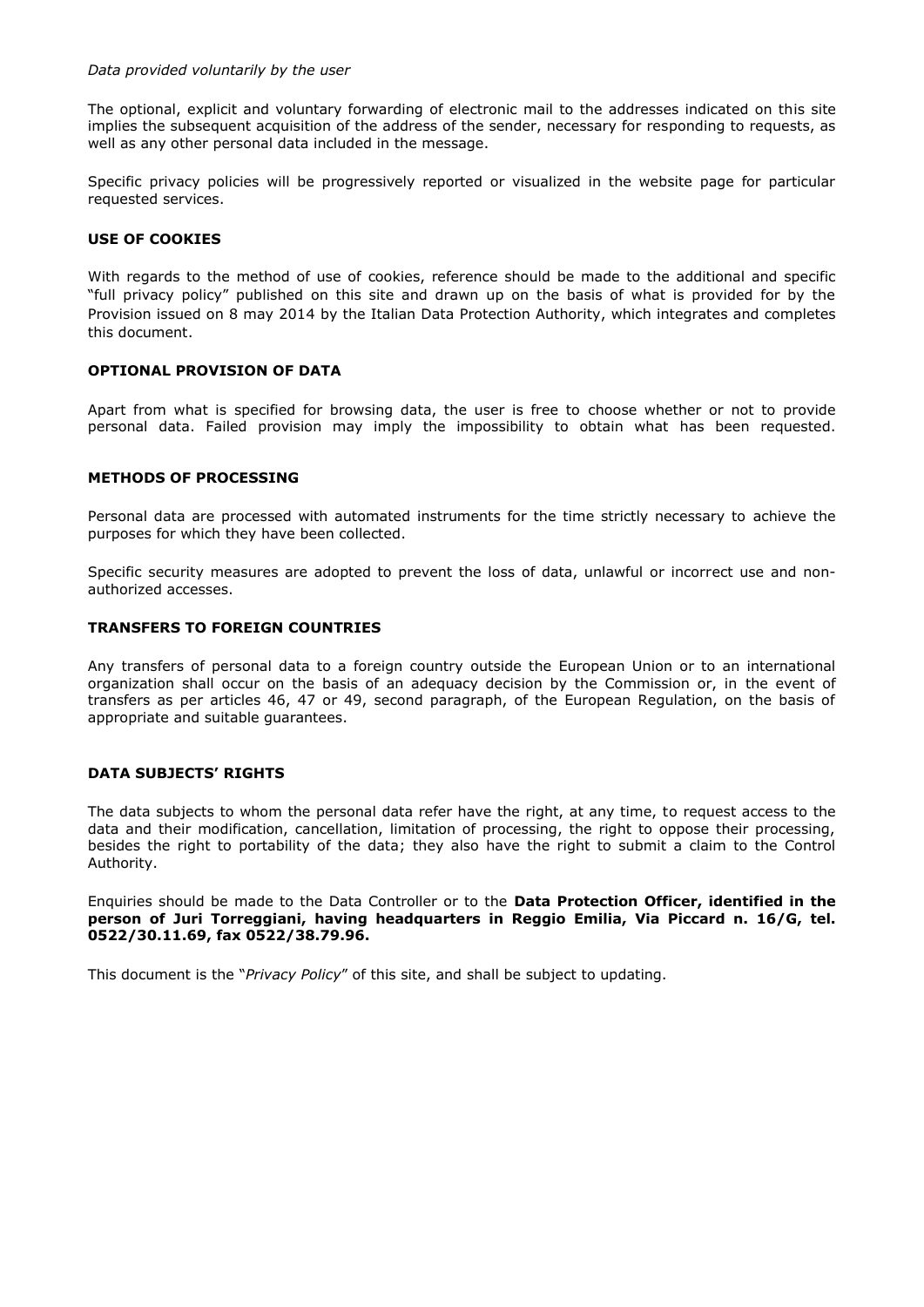*Data provided voluntarily by the user*

The optional, explicit and voluntary forwarding of electronic mail to the addresses indicated on this site implies the subsequent acquisition of the address of the sender, necessary for responding to requests, as well as any other personal data included in the message.

Specific privacy policies will be progressively reported or visualized in the website page for particular requested services.

### USE OF COOKIES

With regards to the method of use of cookies, reference should be made to the additional and specific "full privacy policy" published on this site and drawn up on the basis of what is provided for by the Provision issued on 8 may 2014 by the Italian Data Protection Authority, which integrates and completes this document.

### OPTIONAL PROVISION OF DATA

Apart from what is specified for browsing data, the user is free to choose whether or not to provide personal data. Failed provision may imply the impossibility to obtain what has been requested.

### METHODS OF PROCESSING

Personal data are processed with automated instruments for the time strictly necessary to achieve the purposes for which they have been collected.

Specific security measures are adopted to prevent the loss of data, unlawful or incorrect use and non-authorized accesses.

### TRANSFERS TO FOREIGN COUNTRIES

Any transfers of personal data to a foreign country outside the European Union or to an international organization shall occur on the basis of an adequacy decision by the Commission or, in the event of transfers as per articles 46, 47 or 49, second paragraph, of the European Regulation, on the basis of appropriate and suitable guarantees.

### DATA SUBJECTS' RIGHTS

The data subjects to whom the personal data refer have the right, at any time, to request access to the data and their modification, cancellation, limitation of processing, the right to oppose their processing, besides the right to portability of the data; they also have the right to submit a claim to the Control Authority.

Enquiries should be made to the Data Controller or to the **Data Protection Officer, identified in the person of Juri Torreggiani, having headquarters in Reggio Emilia, Via Piccard n. 16/G, tel. 0522/30.11.69, fax 0522/38.79.96.**

This document is the "*Privacy Policy*" of this site, and shall be subject to updating.